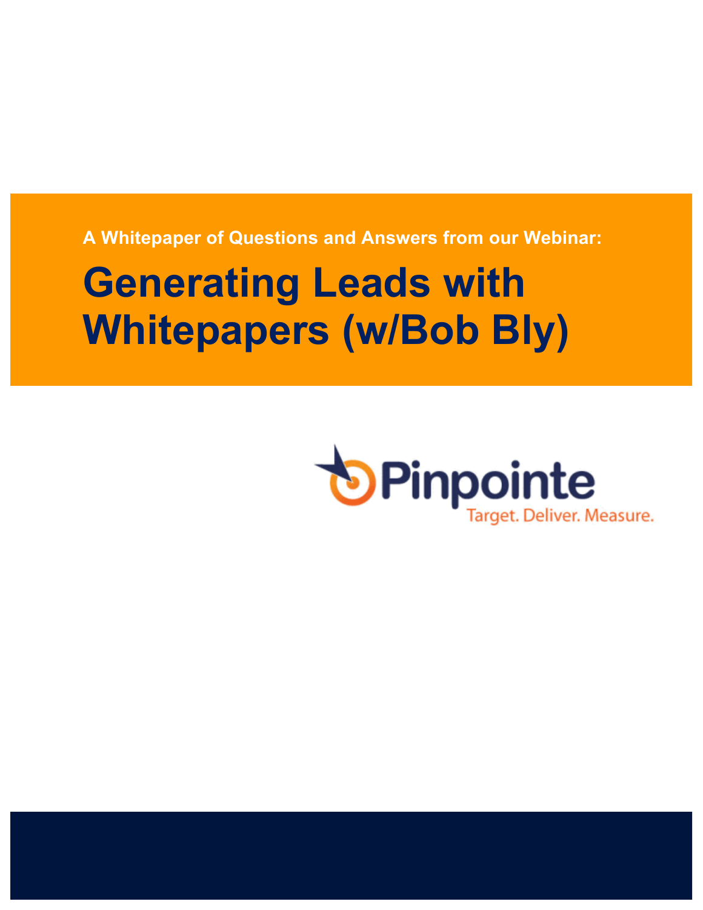A Whitepaper of Questions and Answers from our Webinar:

# Generating Leads with Whitepapers (w/Bob Bly)

Pinpointe

Target. Deliver. Measure.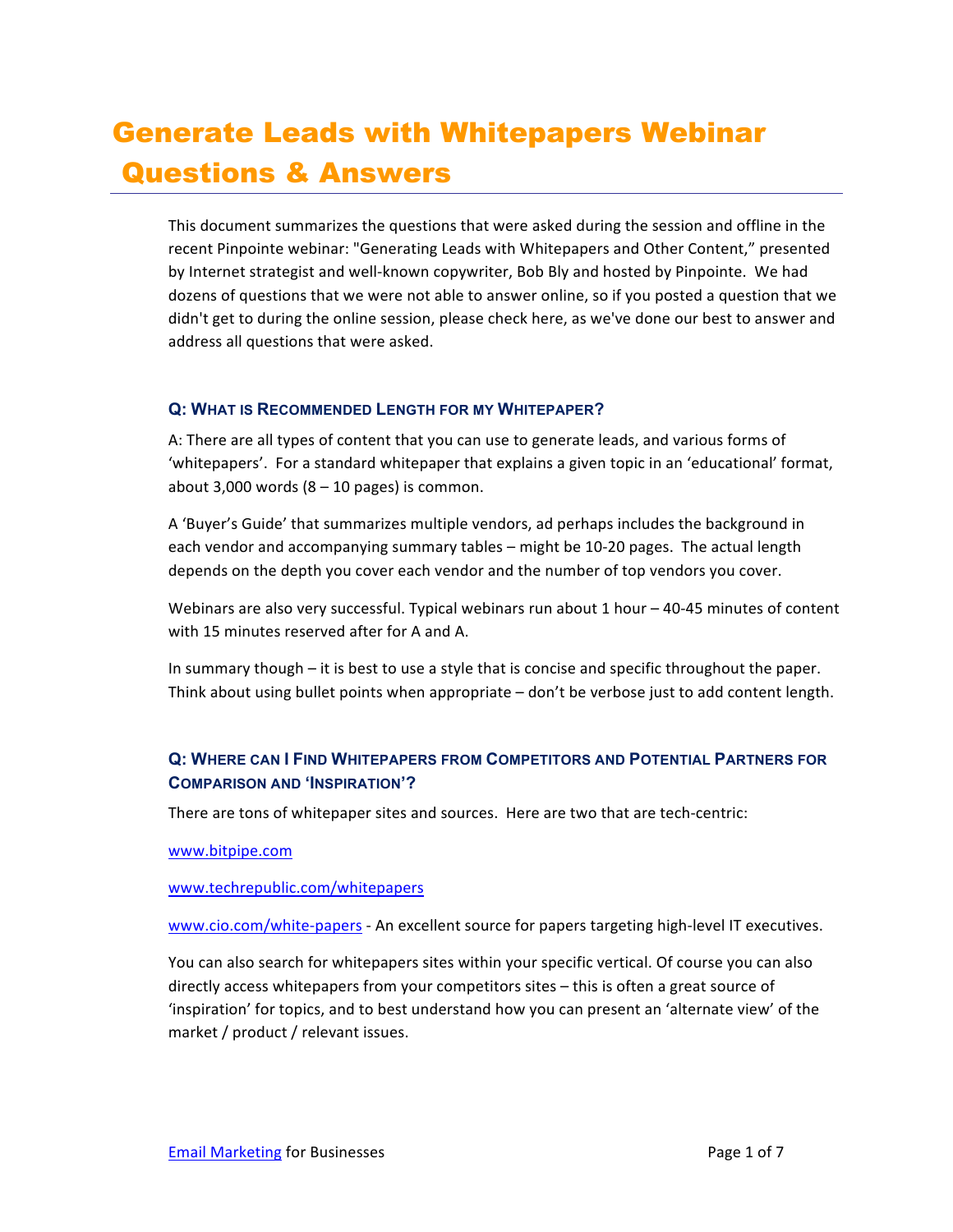# Generate Leads with Whitepapers Webinar Questions & Answers

This document summarizes the questions that were asked during the session and offline in the recent Pinpointe webinar: "Generating Leads with Whitepapers and Other Content," presented by Internet strategist and well-known copywriter, Bob Bly and hosted by Pinpointe. We had dozens of questions that we were not able to answer online, so if you posted a question that we didn't get to during the online session, please check here, as we've done our best to answer and address all questions that were asked.

### Q: What is Recommended Length for my Whitepaper?

A: There are all types of content that you can use to generate leads, and various forms of 'whitepapers'. For a standard whitepaper that explains a given topic in an 'educational' format, about 3,000 words (8 – 10 pages) is common.

A 'Buyer's Guide' that summarizes multiple vendors, ad perhaps includes the background in each vendor and accompanying summary tables – might be 10-20 pages. The actual length depends on the depth you cover each vendor and the number of top vendors you cover.

Webinars are also very successful. Typical webinars run about 1 hour – 40-45 minutes of content with 15 minutes reserved after for A and A.

In summary though – it is best to use a style that is concise and specific throughout the paper. Think about using bullet points when appropriate – don't be verbose just to add content length.

### Q: Where can I Find Whitepapers from Competitors and Potential Partners for Comparison and 'Inspiration'?

There are tons of whitepaper sites and sources. Here are two that are tech-centric:

www.bitpipe.com

www.techrepublic.com/whitepapers

www.cio.com/white-papers - An excellent source for papers targeting high-level IT executives.

You can also search for whitepapers sites within your specific vertical. Of course you can also directly access whitepapers from your competitors sites – this is often a great source of 'inspiration' for topics, and to best understand how you can present an 'alternate view' of the market / product / relevant issues.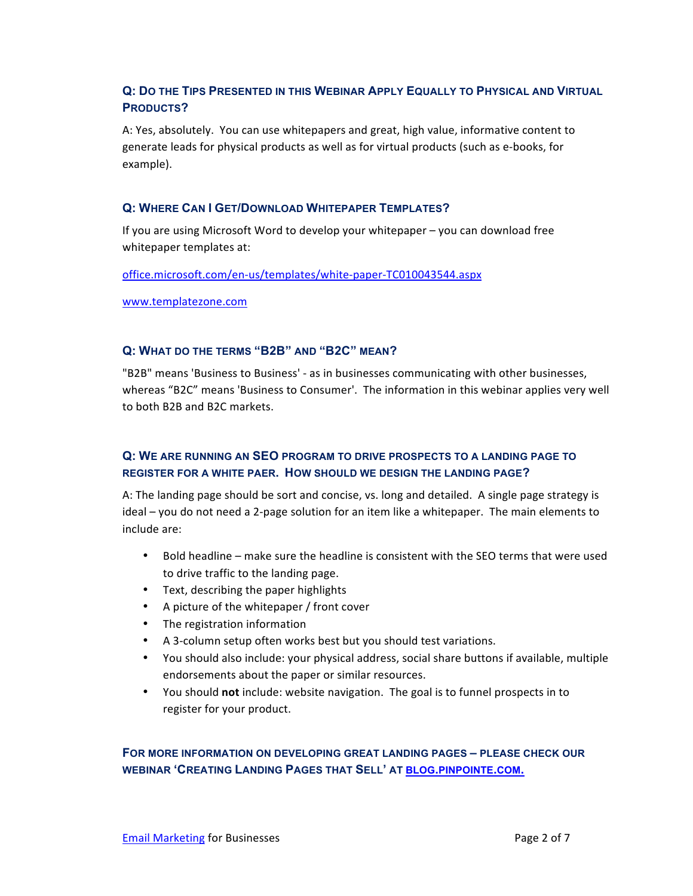### Q: Do the Tips Presented in this Webinar Apply Equally to Physical and Virtual Products?

A: Yes, absolutely. You can use whitepapers and great, high value, informative content to generate leads for physical products as well as for virtual products (such as e-books, for example).

### Q: Where Can I Get/Download Whitepaper Templates?

If you are using Microsoft Word to develop your whitepaper – you can download free whitepaper templates at:

[office.microsoft.com/en-us/templates/white-paper-TC010043544.aspx](office.microsoft.com/en-us/templates/white-paper-TC010043544.aspx)

[www.templatezone.com](www.templatezone.com)

### Q: What do the terms "B2B" and "B2C" mean?

"B2B" means 'Business to Business' - as in businesses communicating with other businesses, whereas "B2C" means 'Business to Consumer'. The information in this webinar applies very well to both B2B and B2C markets.

### Q: We are running an SEO program to drive prospects to a landing page to register for a white paer. How should we design the landing page?

A: The landing page should be sort and concise, vs. long and detailed. A single page strategy is ideal – you do not need a 2-page solution for an item like a whitepaper. The main elements to include are:

- Bold headline – make sure the headline is consistent with the SEO terms that were used to drive traffic to the landing page.
- Text, describing the paper highlights
- A picture of the whitepaper / front cover
- The registration information
- A 3-column setup often works best but you should test variations.
- You should also include: your physical address, social share buttons if available, multiple endorsements about the paper or similar resources.
- You should **not** include: website navigation. The goal is to funnel prospects in to register for your product.

**For more information on developing great landing pages – please check our webinar 'Creating Landing Pages that Sell' at [blog.pinpointe.com.](blog.pinpointe.com)**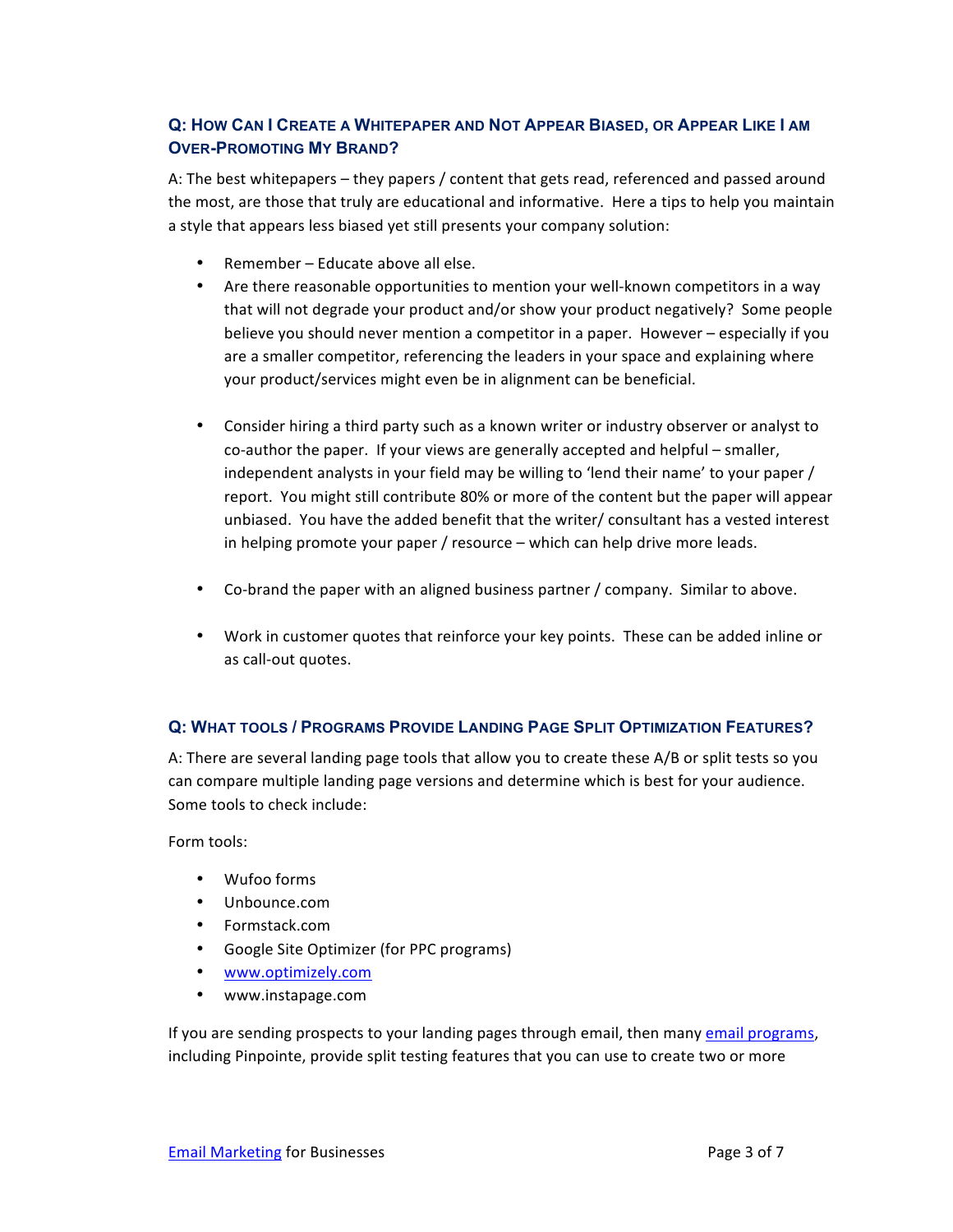### Q: How Can I Create a Whitepaper and Not Appear Biased, or Appear Like I am Over-Promoting My Brand?

A: The best whitepapers – they papers / content that gets read, referenced and passed around the most, are those that truly are educational and informative. Here a tips to help you maintain a style that appears less biased yet still presents your company solution:

- Remember – Educate above all else.
- Are there reasonable opportunities to mention your well-known competitors in a way that will not degrade your product and/or show your product negatively? Some people believe you should never mention a competitor in a paper. However – especially if you are a smaller competitor, referencing the leaders in your space and explaining where your product/services might even be in alignment can be beneficial.
- Consider hiring a third party such as a known writer or industry observer or analyst to co-author the paper. If your views are generally accepted and helpful – smaller, independent analysts in your field may be willing to 'lend their name' to your paper / report. You might still contribute 80% or more of the content but the paper will appear unbiased. You have the added benefit that the writer/ consultant has a vested interest in helping promote your paper / resource – which can help drive more leads.
- Co-brand the paper with an aligned business partner / company. Similar to above.
- Work in customer quotes that reinforce your key points. These can be added inline or as call-out quotes.

### Q: What tools / Programs Provide Landing Page Split Optimization Features?

A: There are several landing page tools that allow you to create these A/B or split tests so you can compare multiple landing page versions and determine which is best for your audience. Some tools to check include:

Form tools:

- Wufoo forms
- Unbounce.com
- Formstack.com
- Google Site Optimizer (for PPC programs)
- [www.optimizely.com](http://www.optimizely.com)
- www.instapage.com

If you are sending prospects to your landing pages through email, then many [email programs](#), including Pinpointe, provide split testing features that you can use to create two or more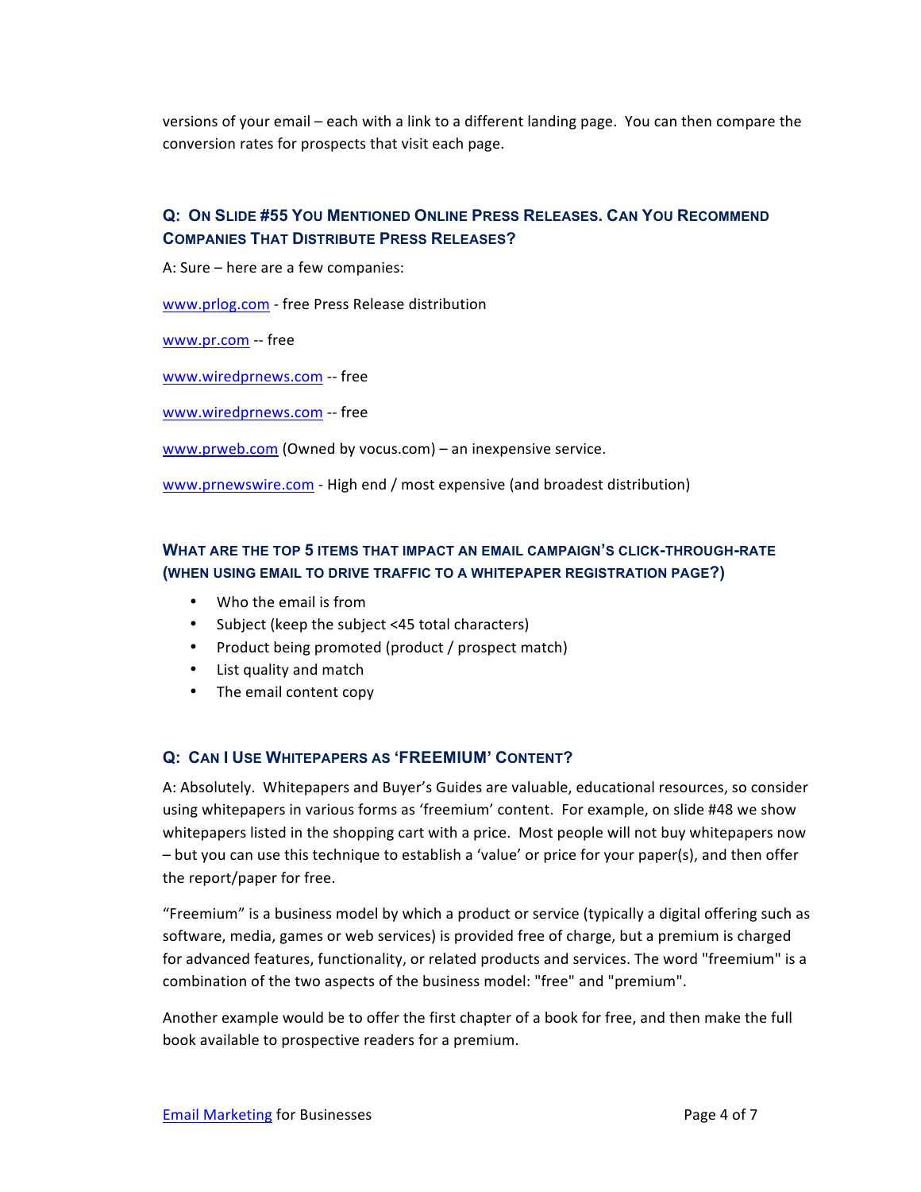versions of your email – each with a link to a different landing page. You can then compare the conversion rates for prospects that visit each page.

### Q: On Slide #55 You Mentioned Online Press Releases. Can You Recommend Companies That Distribute Press Releases?

A: Sure – here are a few companies:

www.prlog.com - free Press Release distribution

www.pr.com -- free

www.wiredprnews.com -- free

www.wiredprnews.com -- free

www.prweb.com (Owned by vocus.com) – an inexpensive service.

www.prnewswire.com - High end / most expensive (and broadest distribution)

### What Are the Top 5 Items That Impact an Email Campaign's Click-Through-Rate (When Using Email to Drive Traffic to a Whitepaper Registration Page?)

- Who the email is from
- Subject (keep the subject <45 total characters)
- Product being promoted (product / prospect match)
- List quality and match
- The email content copy

### Q: Can I Use Whitepapers as 'FREEMIUM' Content?

A: Absolutely. Whitepapers and Buyer's Guides are valuable, educational resources, so consider using whitepapers in various forms as 'freemium' content. For example, on slide #48 we show whitepapers listed in the shopping cart with a price. Most people will not buy whitepapers now – but you can use this technique to establish a 'value' or price for your paper(s), and then offer the report/paper for free.

"Freemium" is a business model by which a product or service (typically a digital offering such as software, media, games or web services) is provided free of charge, but a premium is charged for advanced features, functionality, or related products and services. The word "freemium" is a combination of the two aspects of the business model: "free" and "premium".

Another example would be to offer the first chapter of a book for free, and then make the full book available to prospective readers for a premium.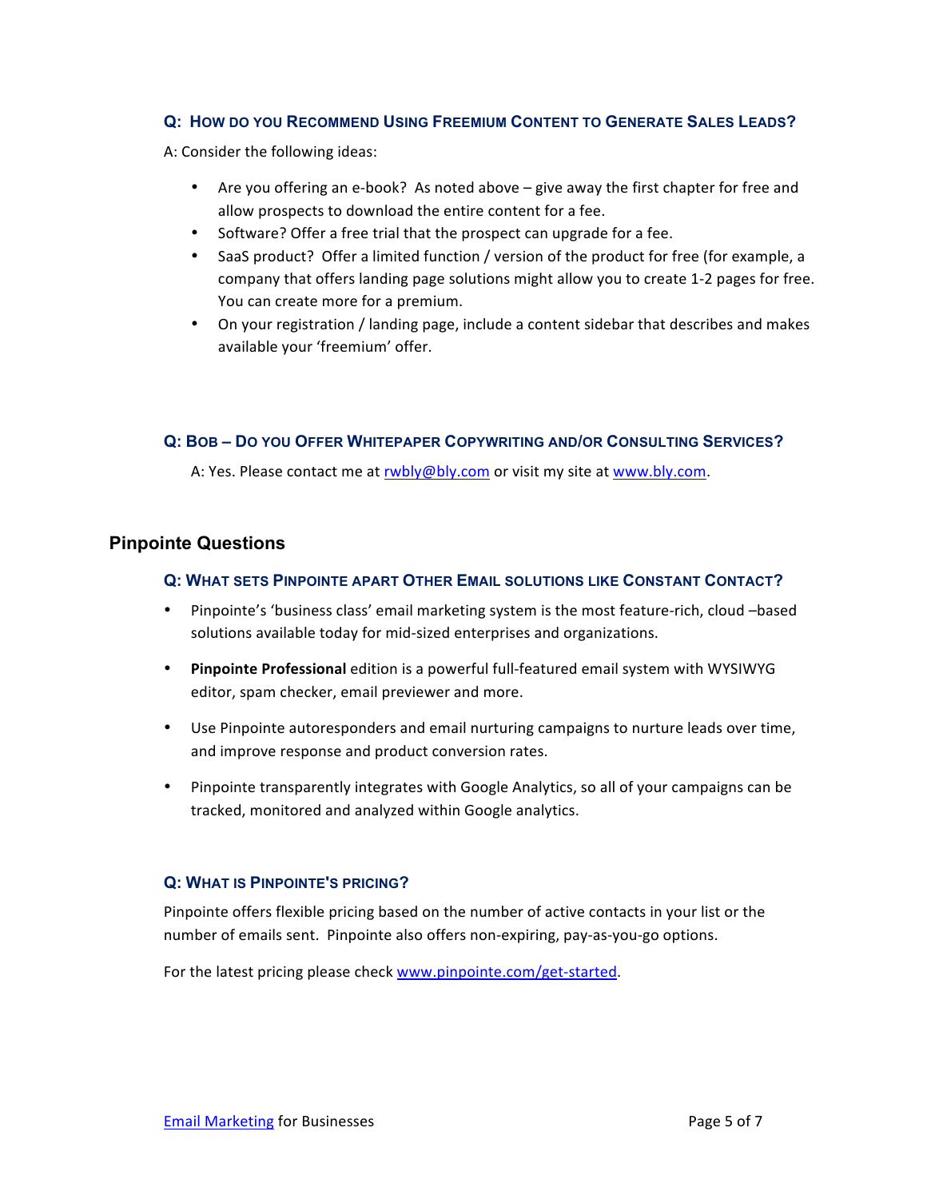### Q: How do you Recommend Using Freemium Content to Generate Sales Leads?

A: Consider the following ideas:

- Are you offering an e-book? As noted above – give away the first chapter for free and allow prospects to download the entire content for a fee.
- Software? Offer a free trial that the prospect can upgrade for a fee.
- SaaS product? Offer a limited function / version of the product for free (for example, a company that offers landing page solutions might allow you to create 1-2 pages for free. You can create more for a premium.
- On your registration / landing page, include a content sidebar that describes and makes available your 'freemium' offer.

### Q: Bob – Do you Offer Whitepaper Copywriting and/or Consulting Services?

A: Yes. Please contact me at rwbly@bly.com or visit my site at www.bly.com.

## Pinpointe Questions

### Q: What sets Pinpointe apart Other Email solutions like Constant Contact?

- Pinpointe's 'business class' email marketing system is the most feature-rich, cloud –based solutions available today for mid-sized enterprises and organizations.
- **Pinpointe Professional** edition is a powerful full-featured email system with WYSIWYG editor, spam checker, email previewer and more.
- Use Pinpointe autoresponders and email nurturing campaigns to nurture leads over time, and improve response and product conversion rates.
- Pinpointe transparently integrates with Google Analytics, so all of your campaigns can be tracked, monitored and analyzed within Google analytics.

### Q: What is Pinpointe's pricing?

Pinpointe offers flexible pricing based on the number of active contacts in your list or the number of emails sent. Pinpointe also offers non-expiring, pay-as-you-go options.

For the latest pricing please check www.pinpointe.com/get-started.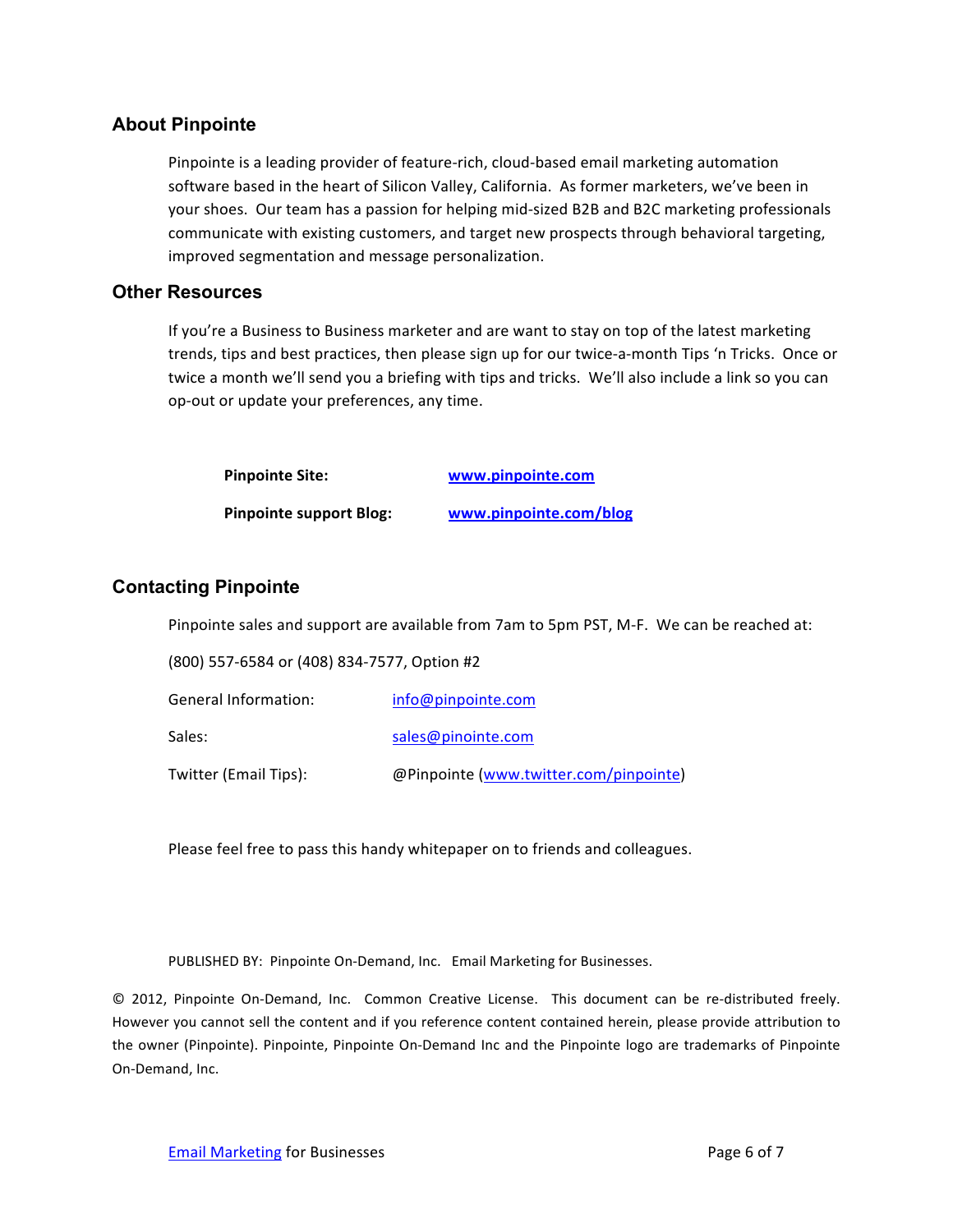## About Pinpointe

Pinpointe is a leading provider of feature-rich, cloud-based email marketing automation software based in the heart of Silicon Valley, California. As former marketers, we've been in your shoes. Our team has a passion for helping mid-sized B2B and B2C marketing professionals communicate with existing customers, and target new prospects through behavioral targeting, improved segmentation and message personalization.

## Other Resources

If you're a Business to Business marketer and are want to stay on top of the latest marketing trends, tips and best practices, then please sign up for our twice-a-month Tips 'n Tricks. Once or twice a month we'll send you a briefing with tips and tricks. We'll also include a link so you can op-out or update your preferences, any time.

| | |
|---|---|
| **Pinpointe Site:** | **www.pinpointe.com** |
| **Pinpointe support Blog:** | **www.pinpointe.com/blog** |

## Contacting Pinpointe

Pinpointe sales and support are available from 7am to 5pm PST, M-F. We can be reached at:

(800) 557-6584 or (408) 834-7577, Option #2

| | |
|---|---|
| General Information: | info@pinpointe.com |
| Sales: | sales@pinointe.com |
| Twitter (Email Tips): | @Pinpointe (www.twitter.com/pinpointe) |

Please feel free to pass this handy whitepaper on to friends and colleagues.

PUBLISHED BY: Pinpointe On-Demand, Inc. Email Marketing for Businesses.

© 2012, Pinpointe On-Demand, Inc. Common Creative License. This document can be re-distributed freely. However you cannot sell the content and if you reference content contained herein, please provide attribution to the owner (Pinpointe). Pinpointe, Pinpointe On-Demand Inc and the Pinpointe logo are trademarks of Pinpointe On-Demand, Inc.